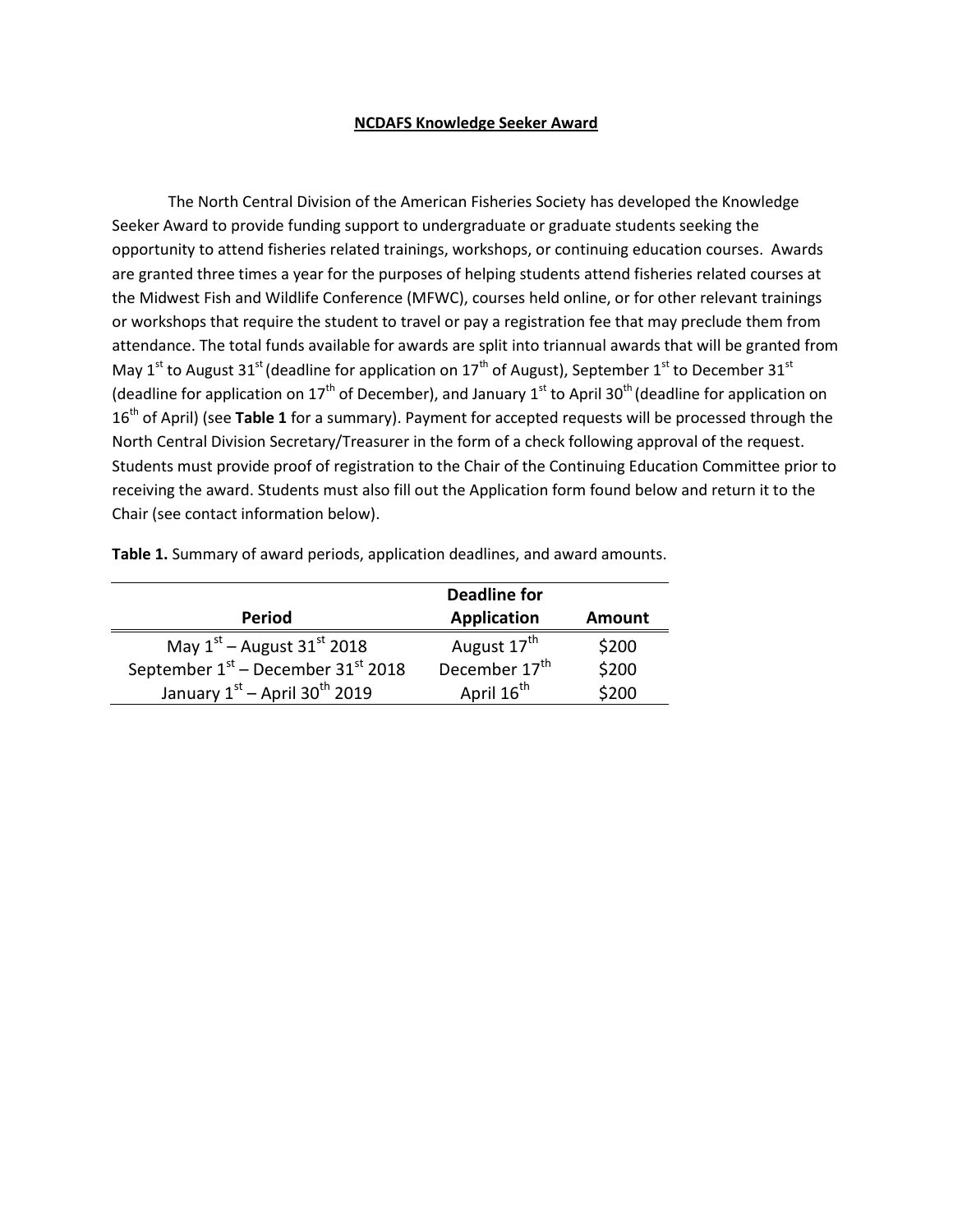**NCDAFS Knowledge Seeker Award**

The North Central Division of the American Fisheries Society has developed the Knowledge Seeker Award to provide funding support to undergraduate or graduate students seeking the opportunity to attend fisheries related trainings, workshops, or continuing education courses. Awards are granted three times a year for the purposes of helping students attend fisheries related courses at the Midwest Fish and Wildlife Conference (MFWC), courses held online, or for other relevant trainings or workshops that require the student to travel or pay a registration fee that may preclude them from attendance. The total funds available for awards are split into triannual awards that will be granted from May 1st to August 31st (deadline for application on 17th of August), September 1st to December 31st (deadline for application on 17th of December), and January 1st to April 30th (deadline for application on 16th of April) (see **Table 1** for a summary). Payment for accepted requests will be processed through the North Central Division Secretary/Treasurer in the form of a check following approval of the request. Students must provide proof of registration to the Chair of the Continuing Education Committee prior to receiving the award. Students must also fill out the Application form found below and return it to the Chair (see contact information below).

**Table 1.** Summary of award periods, application deadlines, and award amounts.

| Period | Deadline for Application | Amount |
|---|---|---|
| May 1st – August 31st 2018 | August 17th | $200 |
| September 1st – December 31st 2018 | December 17th | $200 |
| January 1st – April 30th 2019 | April 16th | $200 |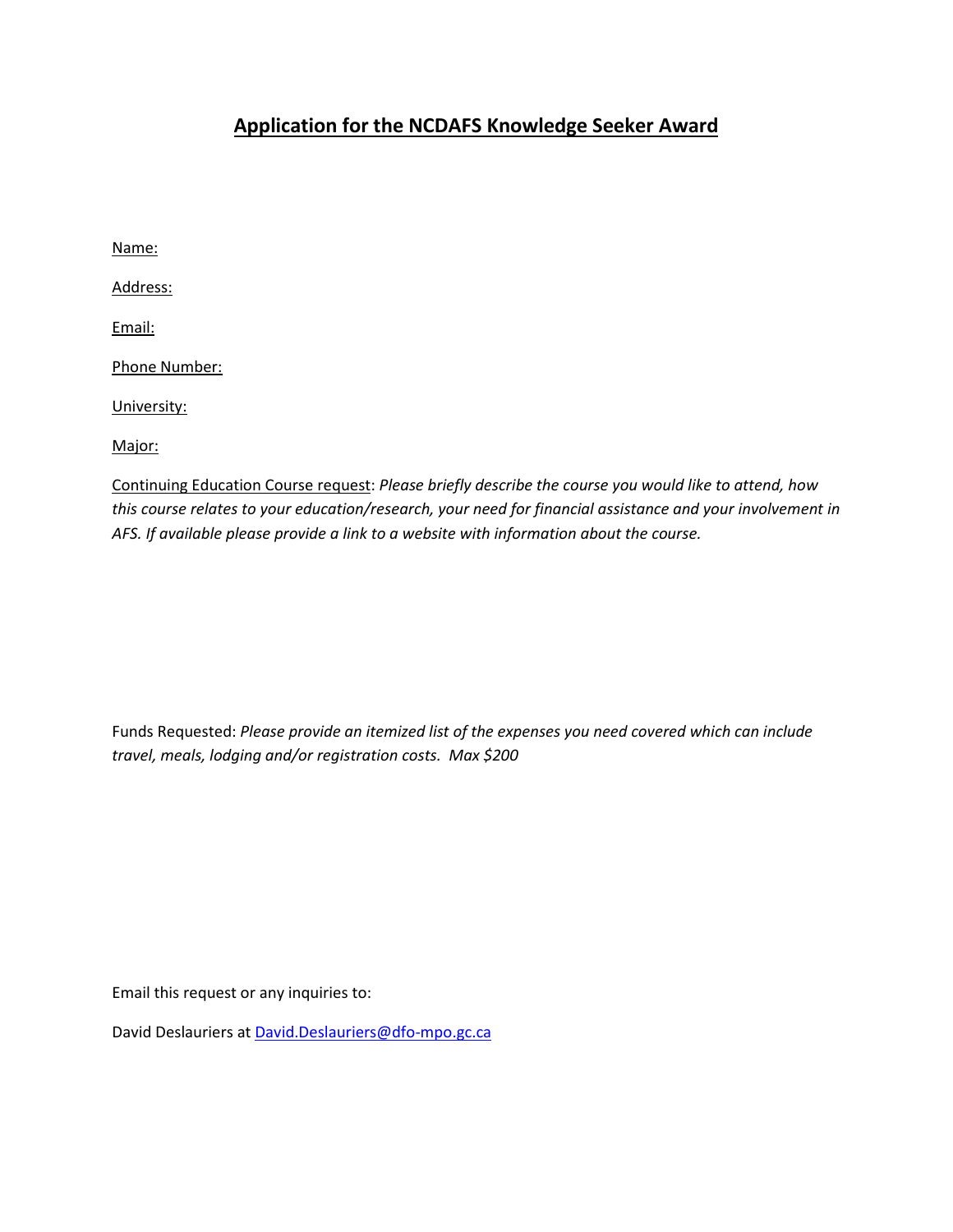# Application for the NCDAFS Knowledge Seeker Award

Name:

Address:

Email:

Phone Number:

University:

Major:

Continuing Education Course request: *Please briefly describe the course you would like to attend, how this course relates to your education/research, your need for financial assistance and your involvement in AFS. If available please provide a link to a website with information about the course.*

Funds Requested: *Please provide an itemized list of the expenses you need covered which can include travel, meals, lodging and/or registration costs. Max $200*

Email this request or any inquiries to:

David Deslauriers at David.Deslauriers@dfo-mpo.gc.ca